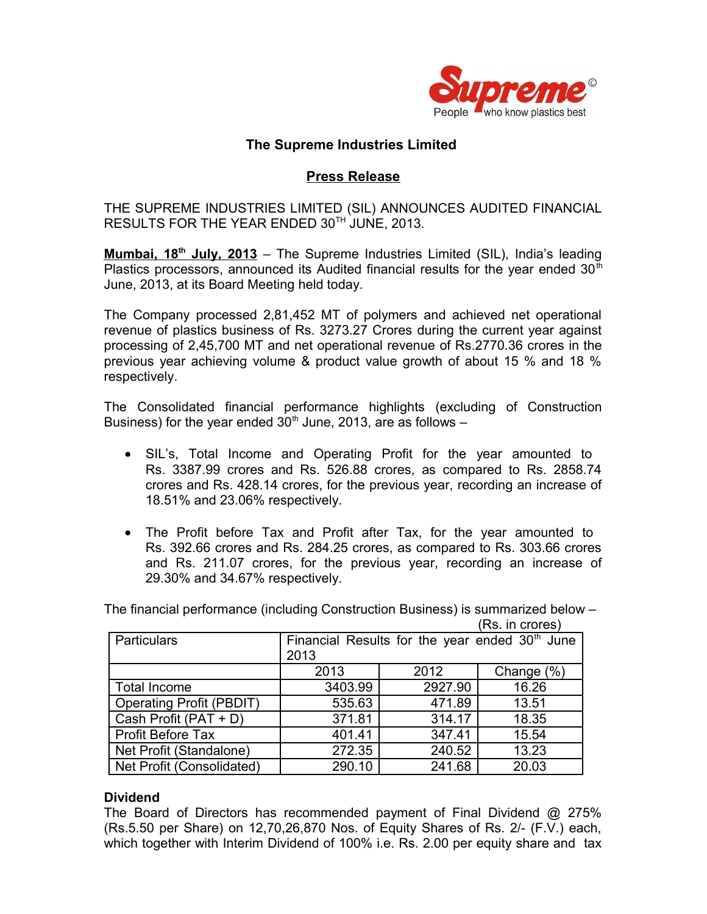Supreme
People who know plastics best

# The Supreme Industries Limited

## Press Release

THE SUPREME INDUSTRIES LIMITED (SIL) ANNOUNCES AUDITED FINANCIAL RESULTS FOR THE YEAR ENDED 30TH JUNE, 2013.

**Mumbai, 18th July, 2013** – The Supreme Industries Limited (SIL), India's leading Plastics processors, announced its Audited financial results for the year ended 30th June, 2013, at its Board Meeting held today.

The Company processed 2,81,452 MT of polymers and achieved net operational revenue of plastics business of Rs. 3273.27 Crores during the current year against processing of 2,45,700 MT and net operational revenue of Rs.2770.36 crores in the previous year achieving volume & product value growth of about 15 % and 18 % respectively.

The Consolidated financial performance highlights (excluding of Construction Business) for the year ended 30th June, 2013, are as follows –

- SIL's, Total Income and Operating Profit for the year amounted to Rs. 3387.99 crores and Rs. 526.88 crores, as compared to Rs. 2858.74 crores and Rs. 428.14 crores, for the previous year, recording an increase of 18.51% and 23.06% respectively.

- The Profit before Tax and Profit after Tax, for the year amounted to Rs. 392.66 crores and Rs. 284.25 crores, as compared to Rs. 303.66 crores and Rs. 211.07 crores, for the previous year, recording an increase of 29.30% and 34.67% respectively.

The financial performance (including Construction Business) is summarized below –

(Rs. in crores)

| Particulars | Financial Results for the year ended 30th June 2013 | | |
|---|---|---|---|
| | 2013 | 2012 | Change (%) |
| Total Income | 3403.99 | 2927.90 | 16.26 |
| Operating Profit (PBDIT) | 535.63 | 471.89 | 13.51 |
| Cash Profit (PAT + D) | 371.81 | 314.17 | 18.35 |
| Profit Before Tax | 401.41 | 347.41 | 15.54 |
| Net Profit (Standalone) | 272.35 | 240.52 | 13.23 |
| Net Profit (Consolidated) | 290.10 | 241.68 | 20.03 |

### Dividend

The Board of Directors has recommended payment of Final Dividend @ 275% (Rs.5.50 per Share) on 12,70,26,870 Nos. of Equity Shares of Rs. 2/- (F.V.) each, which together with Interim Dividend of 100% i.e. Rs. 2.00 per equity share and tax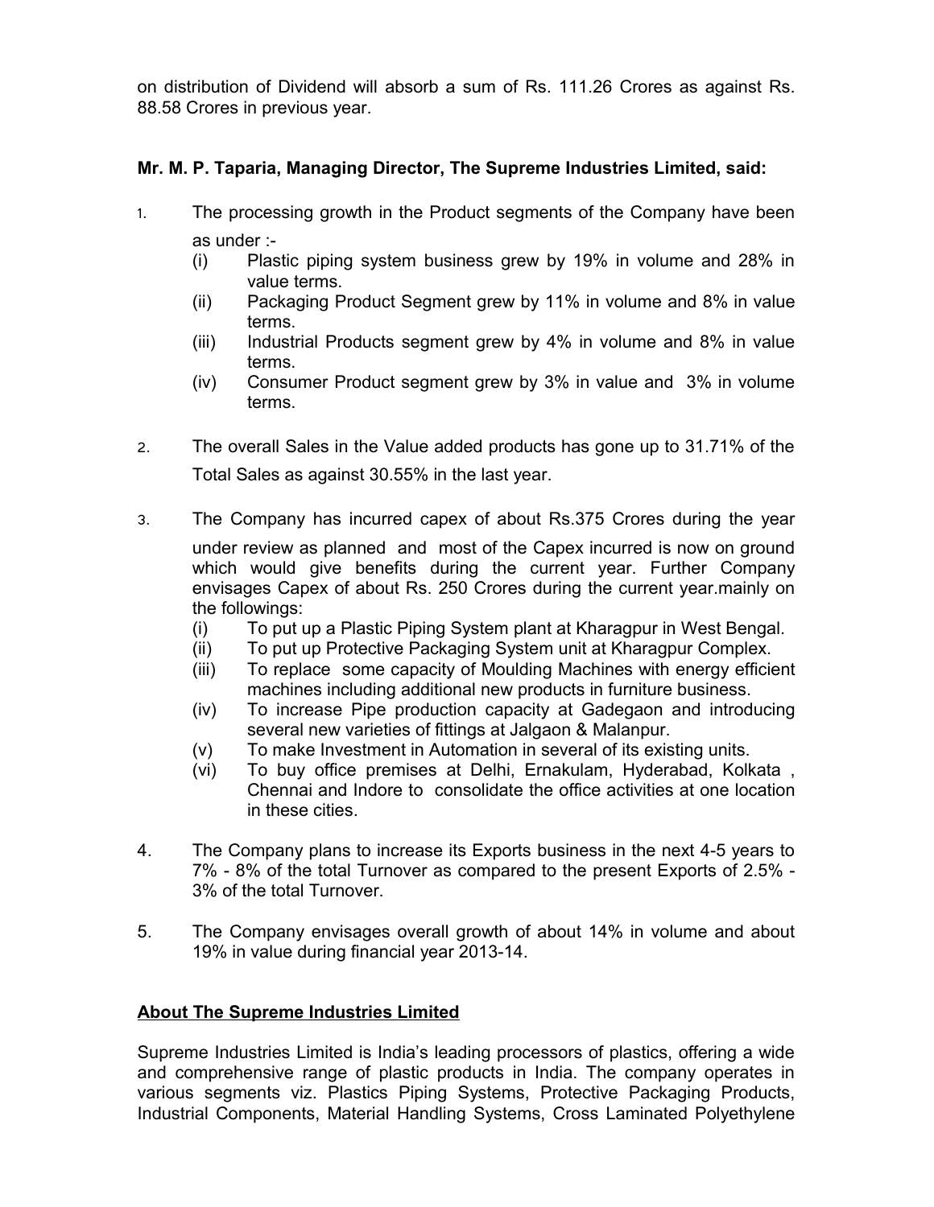on distribution of Dividend will absorb a sum of Rs. 111.26 Crores as against Rs. 88.58 Crores in previous year.

**Mr. M. P. Taparia, Managing Director, The Supreme Industries Limited, said:**

1. The processing growth in the Product segments of the Company have been as under :-
   (i) Plastic piping system business grew by 19% in volume and 28% in value terms.
   (ii) Packaging Product Segment grew by 11% in volume and 8% in value terms.
   (iii) Industrial Products segment grew by 4% in volume and 8% in value terms.
   (iv) Consumer Product segment grew by 3% in value and 3% in volume terms.

2. The overall Sales in the Value added products has gone up to 31.71% of the Total Sales as against 30.55% in the last year.

3. The Company has incurred capex of about Rs.375 Crores during the year under review as planned and most of the Capex incurred is now on ground which would give benefits during the current year. Further Company envisages Capex of about Rs. 250 Crores during the current year.mainly on the followings:
   (i) To put up a Plastic Piping System plant at Kharagpur in West Bengal.
   (ii) To put up Protective Packaging System unit at Kharagpur Complex.
   (iii) To replace some capacity of Moulding Machines with energy efficient machines including additional new products in furniture business.
   (iv) To increase Pipe production capacity at Gadegaon and introducing several new varieties of fittings at Jalgaon & Malanpur.
   (v) To make Investment in Automation in several of its existing units.
   (vi) To buy office premises at Delhi, Ernakulam, Hyderabad, Kolkata , Chennai and Indore to consolidate the office activities at one location in these cities.

4. The Company plans to increase its Exports business in the next 4-5 years to 7% - 8% of the total Turnover as compared to the present Exports of 2.5% - 3% of the total Turnover.

5. The Company envisages overall growth of about 14% in volume and about 19% in value during financial year 2013-14.

**About The Supreme Industries Limited**

Supreme Industries Limited is India's leading processors of plastics, offering a wide and comprehensive range of plastic products in India. The company operates in various segments viz. Plastics Piping Systems, Protective Packaging Products, Industrial Components, Material Handling Systems, Cross Laminated Polyethylene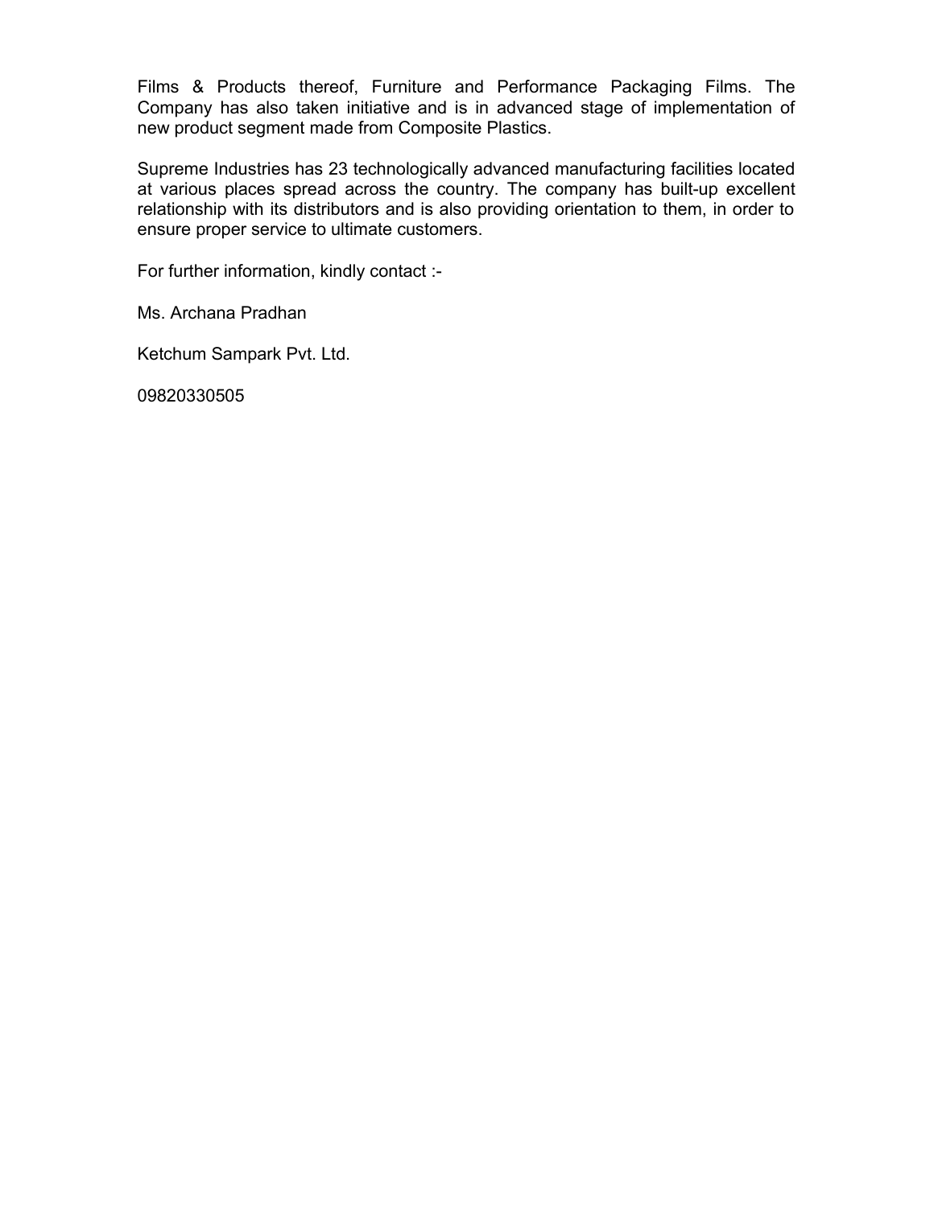Films & Products thereof, Furniture and Performance Packaging Films. The Company has also taken initiative and is in advanced stage of implementation of new product segment made from Composite Plastics.

Supreme Industries has 23 technologically advanced manufacturing facilities located at various places spread across the country. The company has built-up excellent relationship with its distributors and is also providing orientation to them, in order to ensure proper service to ultimate customers.

For further information, kindly contact :-

Ms. Archana Pradhan

Ketchum Sampark Pvt. Ltd.

09820330505